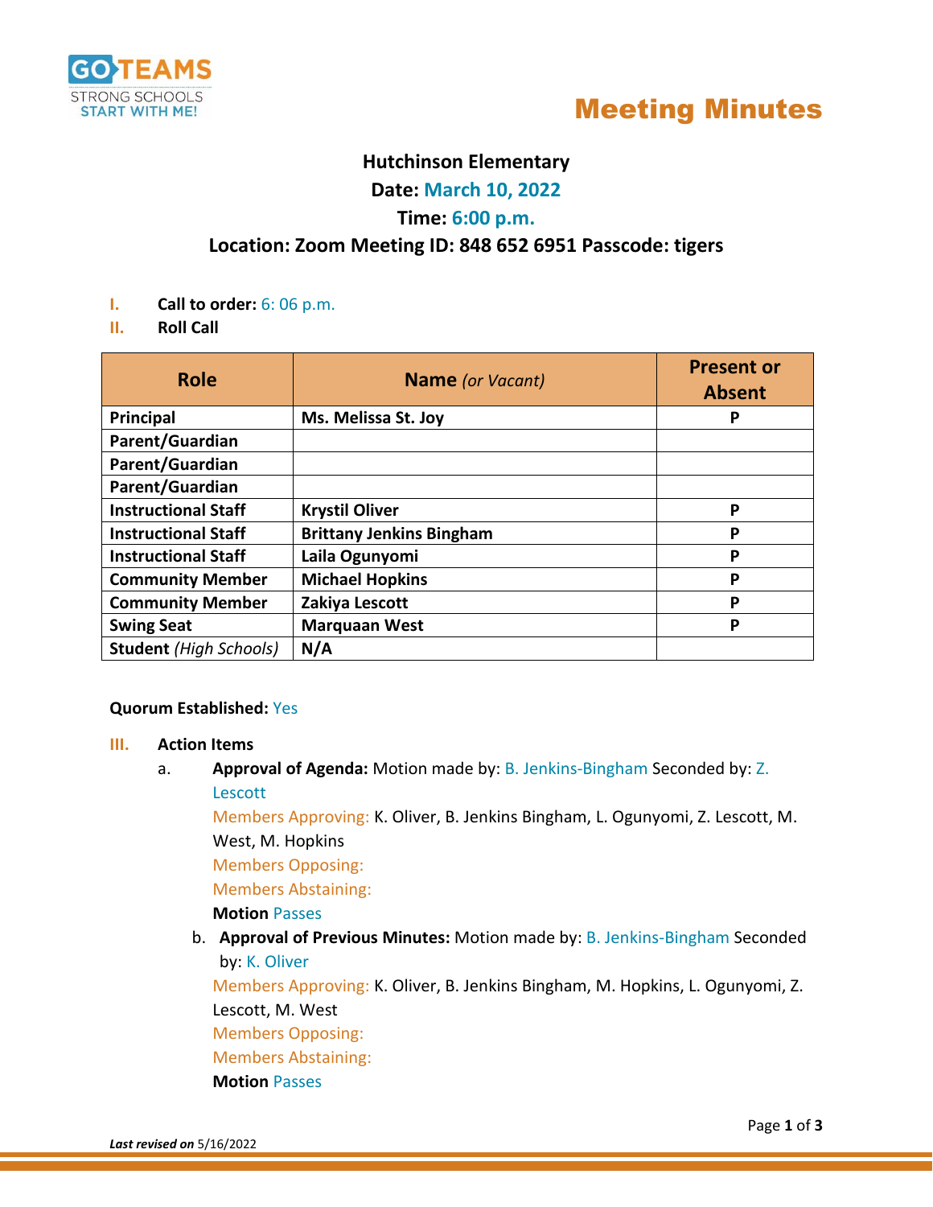GO TEAMS
STRONG SCHOOLS
START WITH ME!

# Meeting Minutes

## Hutchinson Elementary

**Date:** March 10, 2022

**Time:** 6:00 p.m.

**Location: Zoom Meeting ID: 848 652 6951 Passcode: tigers**

I. **Call to order:** 6: 06 p.m.

II. **Roll Call**

| Role | Name *(or Vacant)* | Present or Absent |
|---|---|---|
| **Principal** | **Ms. Melissa St. Joy** | **P** |
| **Parent/Guardian** | | |
| **Parent/Guardian** | | |
| **Parent/Guardian** | | |
| **Instructional Staff** | **Krystil Oliver** | **P** |
| **Instructional Staff** | **Brittany Jenkins Bingham** | **P** |
| **Instructional Staff** | **Laila Ogunyomi** | **P** |
| **Community Member** | **Michael Hopkins** | **P** |
| **Community Member** | **Zakiya Lescott** | **P** |
| **Swing Seat** | **Marquaan West** | **P** |
| **Student** *(High Schools)* | **N/A** | |

**Quorum Established:** Yes

III. **Action Items**

a. **Approval of Agenda:** Motion made by: B. Jenkins-Bingham Seconded by: Z. Lescott

Members Approving: K. Oliver, B. Jenkins Bingham, L. Ogunyomi, Z. Lescott, M. West, M. Hopkins

Members Opposing:

Members Abstaining:

**Motion** Passes

b. **Approval of Previous Minutes:** Motion made by: B. Jenkins-Bingham Seconded by: K. Oliver

Members Approving: K. Oliver, B. Jenkins Bingham, M. Hopkins, L. Ogunyomi, Z. Lescott, M. West

Members Opposing:

Members Abstaining:

**Motion** Passes

***Last revised on*** 5/16/2022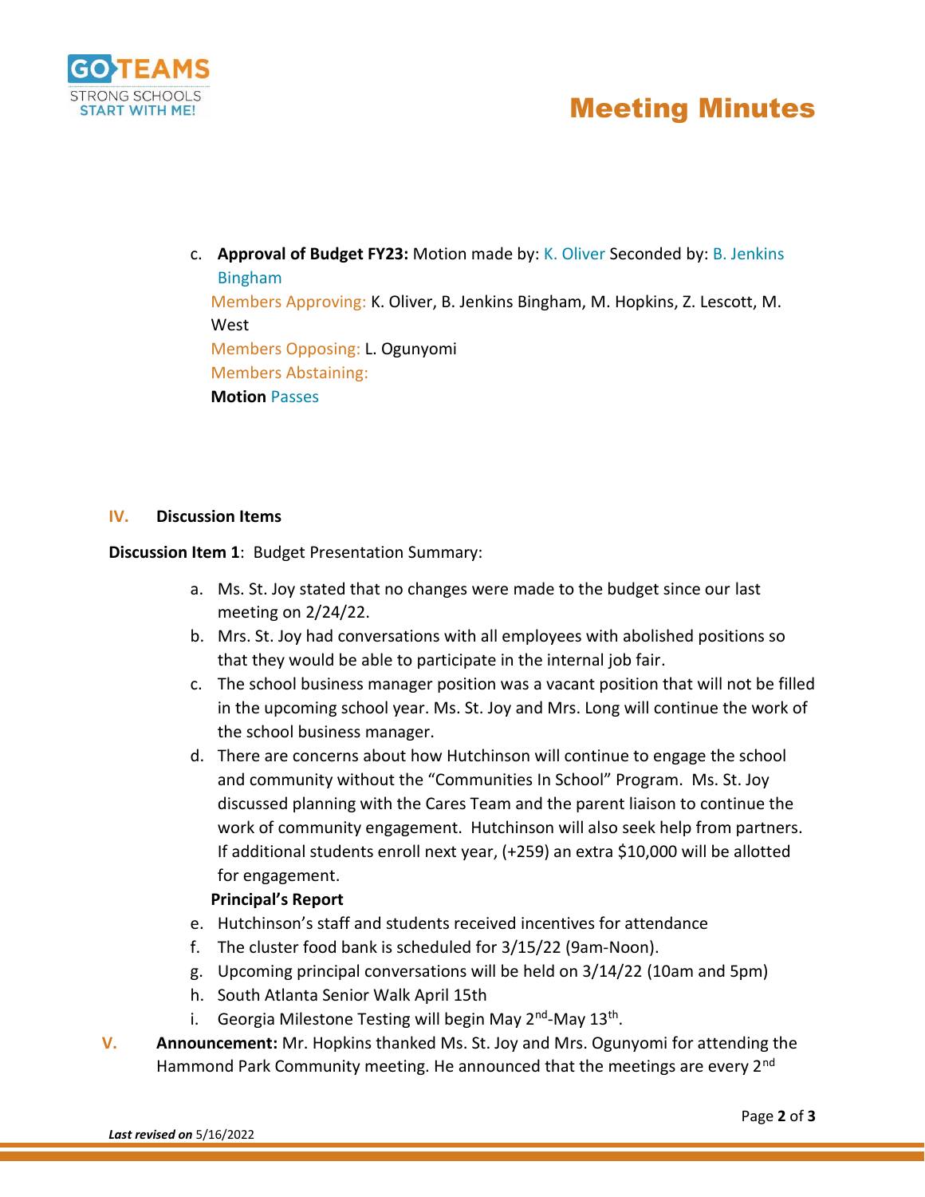c. **Approval of Budget FY23:** Motion made by: K. Oliver Seconded by: B. Jenkins Bingham

Members Approving: K. Oliver, B. Jenkins Bingham, M. Hopkins, Z. Lescott, M. West

Members Opposing: L. Ogunyomi

Members Abstaining:

**Motion** Passes

## IV. Discussion Items

**Discussion Item 1**: Budget Presentation Summary:

a. Ms. St. Joy stated that no changes were made to the budget since our last meeting on 2/24/22.
b. Mrs. St. Joy had conversations with all employees with abolished positions so that they would be able to participate in the internal job fair.
c. The school business manager position was a vacant position that will not be filled in the upcoming school year. Ms. St. Joy and Mrs. Long will continue the work of the school business manager.
d. There are concerns about how Hutchinson will continue to engage the school and community without the "Communities In School" Program. Ms. St. Joy discussed planning with the Cares Team and the parent liaison to continue the work of community engagement. Hutchinson will also seek help from partners. If additional students enroll next year, (+259) an extra $10,000 will be allotted for engagement.

**Principal's Report**

e. Hutchinson's staff and students received incentives for attendance
f. The cluster food bank is scheduled for 3/15/22 (9am-Noon).
g. Upcoming principal conversations will be held on 3/14/22 (10am and 5pm)
h. South Atlanta Senior Walk April 15th
i. Georgia Milestone Testing will begin May 2nd-May 13th.

## V. Announcement

**Announcement:** Mr. Hopkins thanked Ms. St. Joy and Mrs. Ogunyomi for attending the Hammond Park Community meeting. He announced that the meetings are every 2nd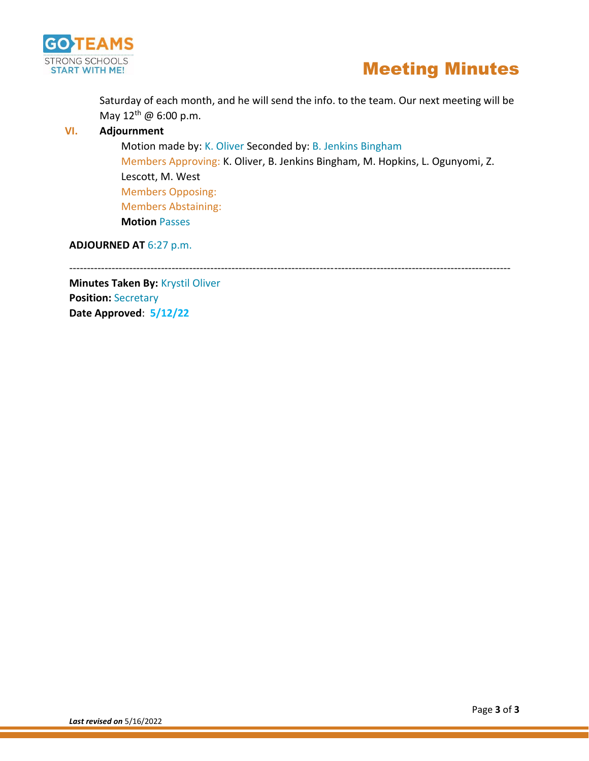Saturday of each month, and he will send the info. to the team. Our next meeting will be May 12th @ 6:00 p.m.

**VI. Adjournment**

Motion made by: K. Oliver Seconded by: B. Jenkins Bingham

Members Approving: K. Oliver, B. Jenkins Bingham, M. Hopkins, L. Ogunyomi, Z. Lescott, M. West

Members Opposing:

Members Abstaining:

**Motion** Passes

**ADJOURNED AT** 6:27 p.m.

---

**Minutes Taken By:** Krystil Oliver
**Position:** Secretary
**Date Approved**: **5/12/22**

***Last revised on*** 5/16/2022